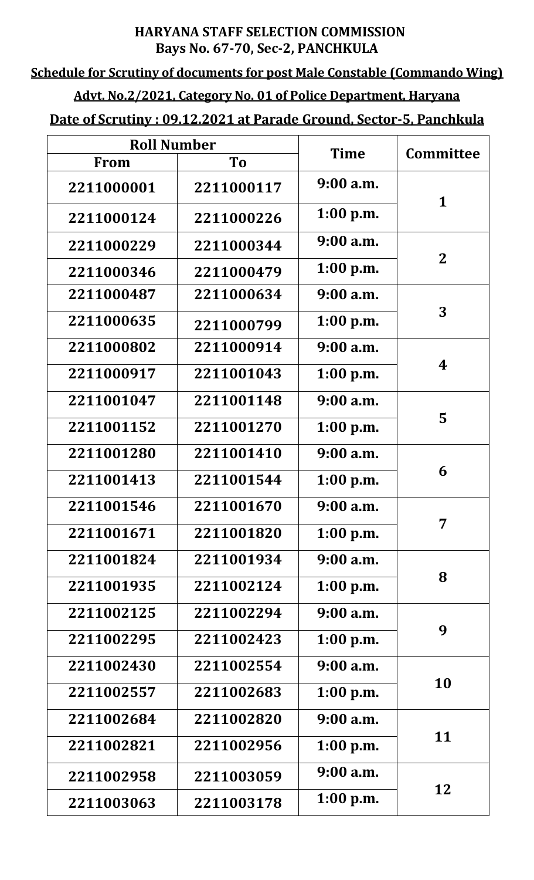**HARYANA STAFF SELECTION COMMISSION**
**Bays No. 67-70, Sec-2, PANCHKULA**

**Schedule for Scrutiny of documents for post Male Constable (Commando Wing)**

**Advt. No.2/2021, Category No. 01 of Police Department, Haryana**

**Date of Scrutiny : 09.12.2021 at Parade Ground, Sector-5, Panchkula**

| Roll Number | | Time | Committee |
|---|---|---|---|
| From | To | | |
| 2211000001 | 2211000117 | 9:00 a.m. | 1 |
| 2211000124 | 2211000226 | 1:00 p.m. | |
| 2211000229 | 2211000344 | 9:00 a.m. | 2 |
| 2211000346 | 2211000479 | 1:00 p.m. | |
| 2211000487 | 2211000634 | 9:00 a.m. | 3 |
| 2211000635 | 2211000799 | 1:00 p.m. | |
| 2211000802 | 2211000914 | 9:00 a.m. | 4 |
| 2211000917 | 2211001043 | 1:00 p.m. | |
| 2211001047 | 2211001148 | 9:00 a.m. | 5 |
| 2211001152 | 2211001270 | 1:00 p.m. | |
| 2211001280 | 2211001410 | 9:00 a.m. | 6 |
| 2211001413 | 2211001544 | 1:00 p.m. | |
| 2211001546 | 2211001670 | 9:00 a.m. | 7 |
| 2211001671 | 2211001820 | 1:00 p.m. | |
| 2211001824 | 2211001934 | 9:00 a.m. | 8 |
| 2211001935 | 2211002124 | 1:00 p.m. | |
| 2211002125 | 2211002294 | 9:00 a.m. | 9 |
| 2211002295 | 2211002423 | 1:00 p.m. | |
| 2211002430 | 2211002554 | 9:00 a.m. | 10 |
| 2211002557 | 2211002683 | 1:00 p.m. | |
| 2211002684 | 2211002820 | 9:00 a.m. | 11 |
| 2211002821 | 2211002956 | 1:00 p.m. | |
| 2211002958 | 2211003059 | 9:00 a.m. | 12 |
| 2211003063 | 2211003178 | 1:00 p.m. | |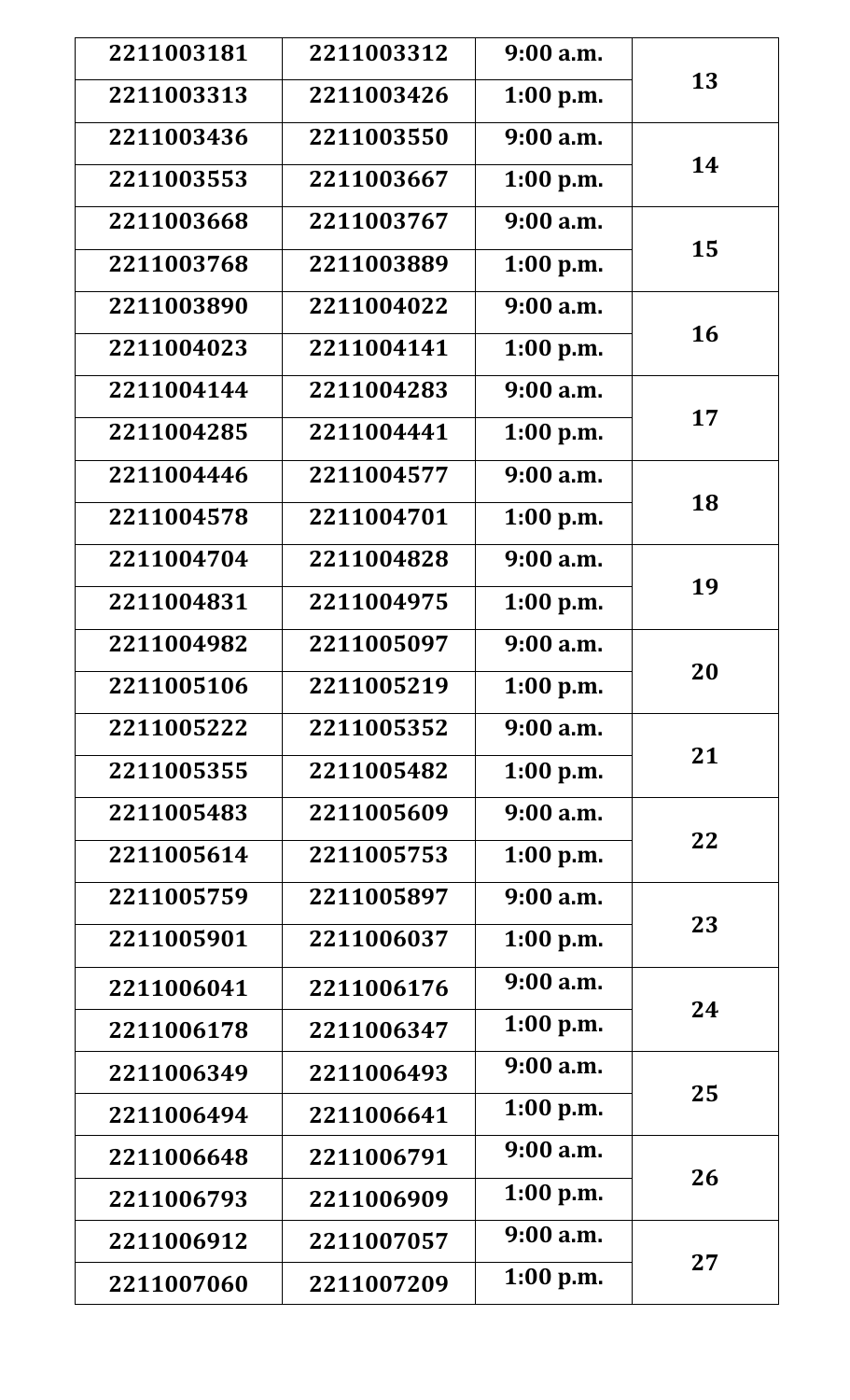| | | | |
|---|---|---|---|
| **2211003181** | **2211003312** | **9:00 a.m.** | **13** |
| **2211003313** | **2211003426** | **1:00 p.m.** | |
| **2211003436** | **2211003550** | **9:00 a.m.** | **14** |
| **2211003553** | **2211003667** | **1:00 p.m.** | |
| **2211003668** | **2211003767** | **9:00 a.m.** | **15** |
| **2211003768** | **2211003889** | **1:00 p.m.** | |
| **2211003890** | **2211004022** | **9:00 a.m.** | **16** |
| **2211004023** | **2211004141** | **1:00 p.m.** | |
| **2211004144** | **2211004283** | **9:00 a.m.** | **17** |
| **2211004285** | **2211004441** | **1:00 p.m.** | |
| **2211004446** | **2211004577** | **9:00 a.m.** | **18** |
| **2211004578** | **2211004701** | **1:00 p.m.** | |
| **2211004704** | **2211004828** | **9:00 a.m.** | **19** |
| **2211004831** | **2211004975** | **1:00 p.m.** | |
| **2211004982** | **2211005097** | **9:00 a.m.** | **20** |
| **2211005106** | **2211005219** | **1:00 p.m.** | |
| **2211005222** | **2211005352** | **9:00 a.m.** | **21** |
| **2211005355** | **2211005482** | **1:00 p.m.** | |
| **2211005483** | **2211005609** | **9:00 a.m.** | **22** |
| **2211005614** | **2211005753** | **1:00 p.m.** | |
| **2211005759** | **2211005897** | **9:00 a.m.** | **23** |
| **2211005901** | **2211006037** | **1:00 p.m.** | |
| **2211006041** | **2211006176** | **9:00 a.m.** | **24** |
| **2211006178** | **2211006347** | **1:00 p.m.** | |
| **2211006349** | **2211006493** | **9:00 a.m.** | **25** |
| **2211006494** | **2211006641** | **1:00 p.m.** | |
| **2211006648** | **2211006791** | **9:00 a.m.** | **26** |
| **2211006793** | **2211006909** | **1:00 p.m.** | |
| **2211006912** | **2211007057** | **9:00 a.m.** | **27** |
| **2211007060** | **2211007209** | **1:00 p.m.** | |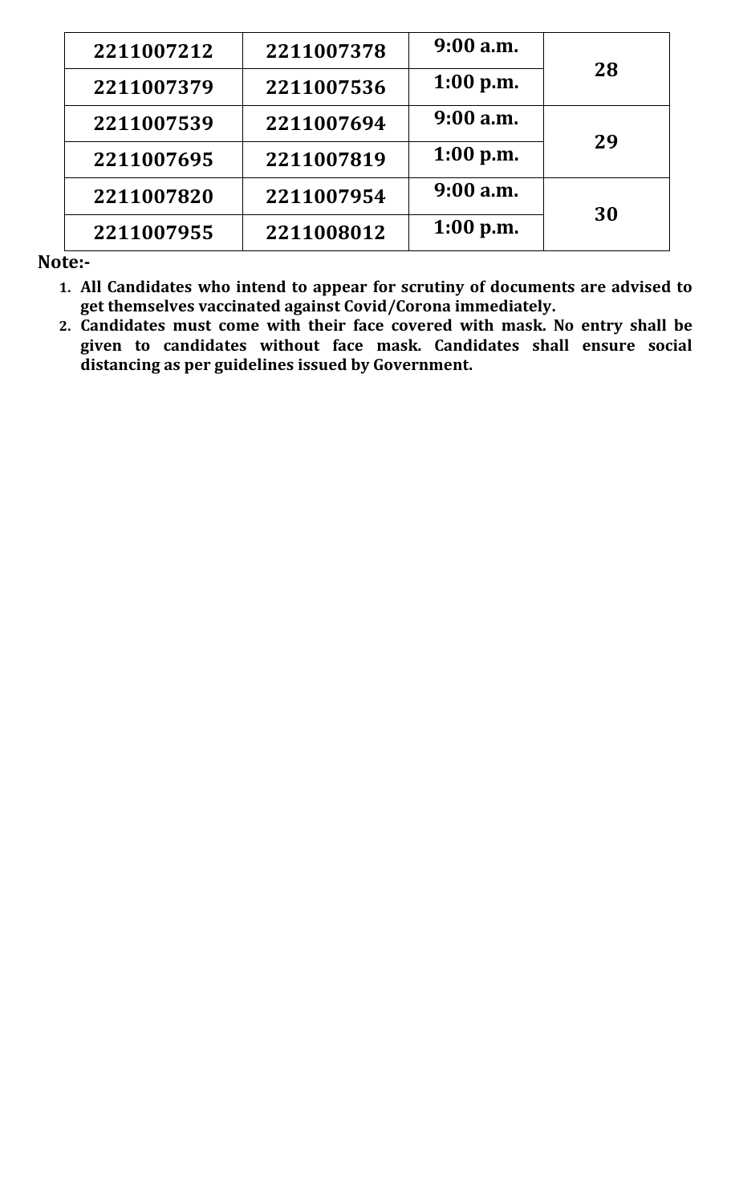| | | | |
|---|---|---|---|
| 2211007212 | 2211007378 | 9:00 a.m. | 28 |
| 2211007379 | 2211007536 | 1:00 p.m. | |
| 2211007539 | 2211007694 | 9:00 a.m. | 29 |
| 2211007695 | 2211007819 | 1:00 p.m. | |
| 2211007820 | 2211007954 | 9:00 a.m. | 30 |
| 2211007955 | 2211008012 | 1:00 p.m. | |

**Note:-**

1. **All Candidates who intend to appear for scrutiny of documents are advised to get themselves vaccinated against Covid/Corona immediately.**
2. **Candidates must come with their face covered with mask. No entry shall be given to candidates without face mask. Candidates shall ensure social distancing as per guidelines issued by Government.**